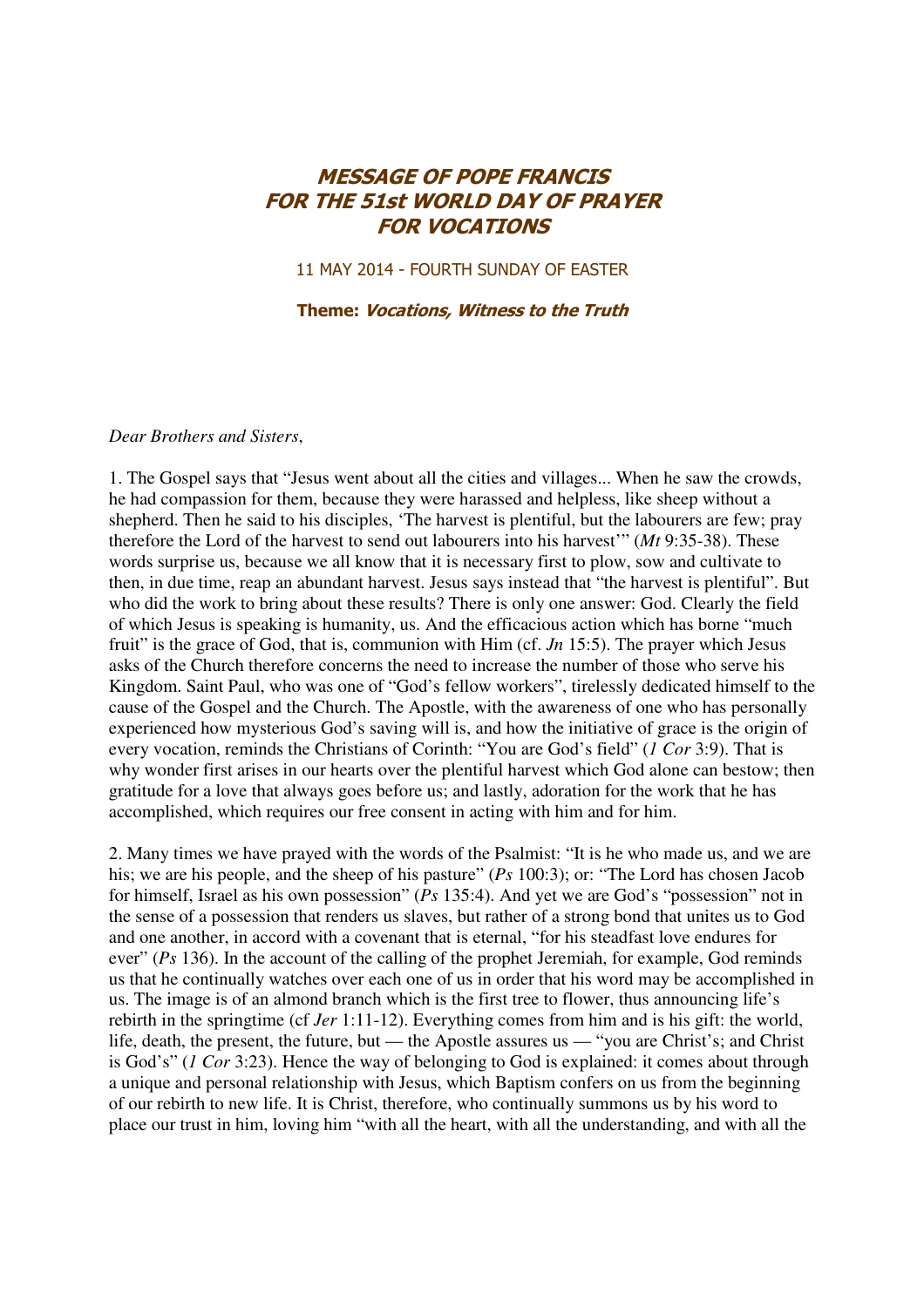# MESSAGE OF POPE FRANCIS FOR THE 51st WORLD DAY OF PRAYER FOR VOCATIONS

11 MAY 2014 - FOURTH SUNDAY OF EASTER

**Theme:** ***Vocations, Witness to the Truth***

*Dear Brothers and Sisters*,

1. The Gospel says that "Jesus went about all the cities and villages... When he saw the crowds, he had compassion for them, because they were harassed and helpless, like sheep without a shepherd. Then he said to his disciples, 'The harvest is plentiful, but the labourers are few; pray therefore the Lord of the harvest to send out labourers into his harvest'" (*Mt* 9:35-38). These words surprise us, because we all know that it is necessary first to plow, sow and cultivate to then, in due time, reap an abundant harvest. Jesus says instead that "the harvest is plentiful". But who did the work to bring about these results? There is only one answer: God. Clearly the field of which Jesus is speaking is humanity, us. And the efficacious action which has borne "much fruit" is the grace of God, that is, communion with Him (cf. *Jn* 15:5). The prayer which Jesus asks of the Church therefore concerns the need to increase the number of those who serve his Kingdom. Saint Paul, who was one of "God's fellow workers", tirelessly dedicated himself to the cause of the Gospel and the Church. The Apostle, with the awareness of one who has personally experienced how mysterious God's saving will is, and how the initiative of grace is the origin of every vocation, reminds the Christians of Corinth: "You are God's field" (*1 Cor* 3:9). That is why wonder first arises in our hearts over the plentiful harvest which God alone can bestow; then gratitude for a love that always goes before us; and lastly, adoration for the work that he has accomplished, which requires our free consent in acting with him and for him.

2. Many times we have prayed with the words of the Psalmist: "It is he who made us, and we are his; we are his people, and the sheep of his pasture" (*Ps* 100:3); or: "The Lord has chosen Jacob for himself, Israel as his own possession" (*Ps* 135:4). And yet we are God's "possession" not in the sense of a possession that renders us slaves, but rather of a strong bond that unites us to God and one another, in accord with a covenant that is eternal, "for his steadfast love endures for ever" (*Ps* 136). In the account of the calling of the prophet Jeremiah, for example, God reminds us that he continually watches over each one of us in order that his word may be accomplished in us. The image is of an almond branch which is the first tree to flower, thus announcing life's rebirth in the springtime (cf *Jer* 1:11-12). Everything comes from him and is his gift: the world, life, death, the present, the future, but — the Apostle assures us — "you are Christ's; and Christ is God's" (*1 Cor* 3:23). Hence the way of belonging to God is explained: it comes about through a unique and personal relationship with Jesus, which Baptism confers on us from the beginning of our rebirth to new life. It is Christ, therefore, who continually summons us by his word to place our trust in him, loving him "with all the heart, with all the understanding, and with all the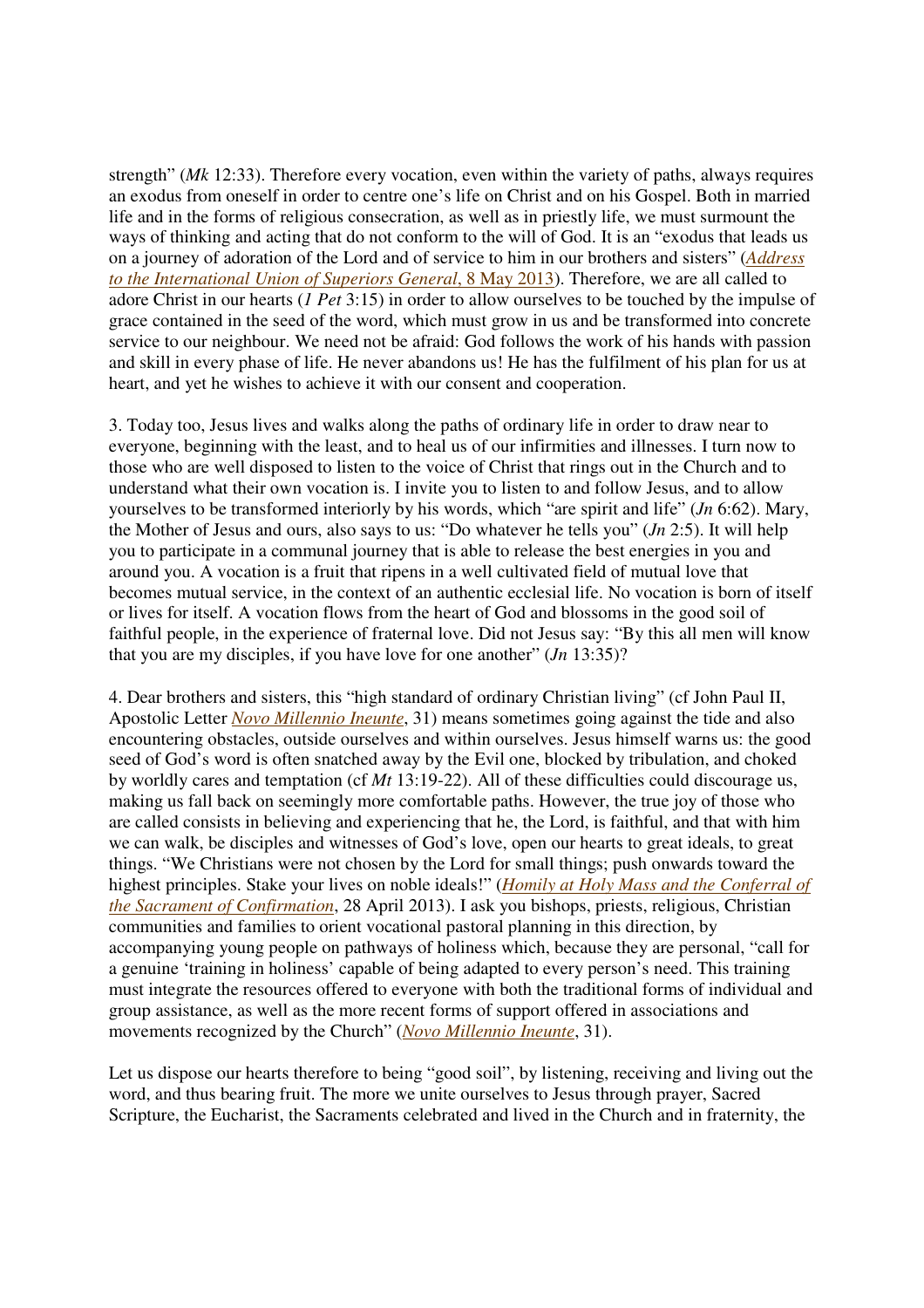strength" (*Mk* 12:33). Therefore every vocation, even within the variety of paths, always requires an exodus from oneself in order to centre one's life on Christ and on his Gospel. Both in married life and in the forms of religious consecration, as well as in priestly life, we must surmount the ways of thinking and acting that do not conform to the will of God. It is an "exodus that leads us on a journey of adoration of the Lord and of service to him in our brothers and sisters" (*Address to the International Union of Superiors General*, 8 May 2013). Therefore, we are all called to adore Christ in our hearts (*1 Pet* 3:15) in order to allow ourselves to be touched by the impulse of grace contained in the seed of the word, which must grow in us and be transformed into concrete service to our neighbour. We need not be afraid: God follows the work of his hands with passion and skill in every phase of life. He never abandons us! He has the fulfilment of his plan for us at heart, and yet he wishes to achieve it with our consent and cooperation.

3. Today too, Jesus lives and walks along the paths of ordinary life in order to draw near to everyone, beginning with the least, and to heal us of our infirmities and illnesses. I turn now to those who are well disposed to listen to the voice of Christ that rings out in the Church and to understand what their own vocation is. I invite you to listen to and follow Jesus, and to allow yourselves to be transformed interiorly by his words, which "are spirit and life" (*Jn* 6:62). Mary, the Mother of Jesus and ours, also says to us: "Do whatever he tells you" (*Jn* 2:5). It will help you to participate in a communal journey that is able to release the best energies in you and around you. A vocation is a fruit that ripens in a well cultivated field of mutual love that becomes mutual service, in the context of an authentic ecclesial life. No vocation is born of itself or lives for itself. A vocation flows from the heart of God and blossoms in the good soil of faithful people, in the experience of fraternal love. Did not Jesus say: "By this all men will know that you are my disciples, if you have love for one another" (*Jn* 13:35)?

4. Dear brothers and sisters, this "high standard of ordinary Christian living" (cf John Paul II, Apostolic Letter *Novo Millennio Ineunte*, 31) means sometimes going against the tide and also encountering obstacles, outside ourselves and within ourselves. Jesus himself warns us: the good seed of God's word is often snatched away by the Evil one, blocked by tribulation, and choked by worldly cares and temptation (cf *Mt* 13:19-22). All of these difficulties could discourage us, making us fall back on seemingly more comfortable paths. However, the true joy of those who are called consists in believing and experiencing that he, the Lord, is faithful, and that with him we can walk, be disciples and witnesses of God's love, open our hearts to great ideals, to great things. "We Christians were not chosen by the Lord for small things; push onwards toward the highest principles. Stake your lives on noble ideals!" (*Homily at Holy Mass and the Conferral of the Sacrament of Confirmation*, 28 April 2013). I ask you bishops, priests, religious, Christian communities and families to orient vocational pastoral planning in this direction, by accompanying young people on pathways of holiness which, because they are personal, "call for a genuine 'training in holiness' capable of being adapted to every person's need. This training must integrate the resources offered to everyone with both the traditional forms of individual and group assistance, as well as the more recent forms of support offered in associations and movements recognized by the Church" (*Novo Millennio Ineunte*, 31).

Let us dispose our hearts therefore to being "good soil", by listening, receiving and living out the word, and thus bearing fruit. The more we unite ourselves to Jesus through prayer, Sacred Scripture, the Eucharist, the Sacraments celebrated and lived in the Church and in fraternity, the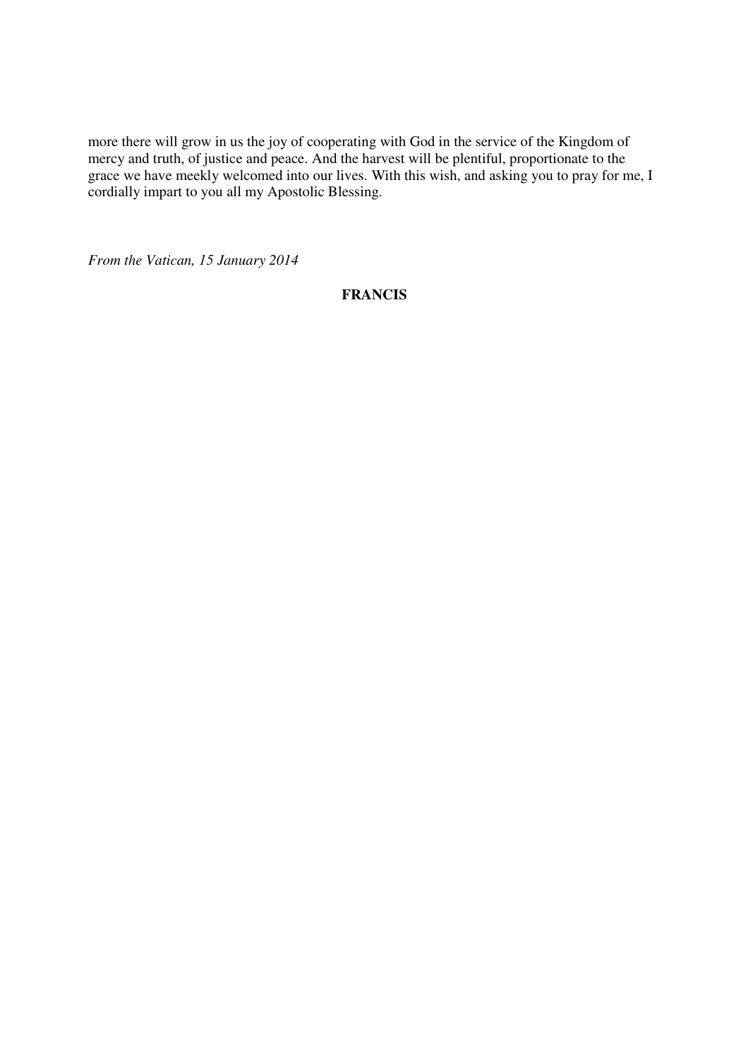more there will grow in us the joy of cooperating with God in the service of the Kingdom of mercy and truth, of justice and peace. And the harvest will be plentiful, proportionate to the grace we have meekly welcomed into our lives. With this wish, and asking you to pray for me, I cordially impart to you all my Apostolic Blessing.

*From the Vatican, 15 January 2014*

**FRANCIS**